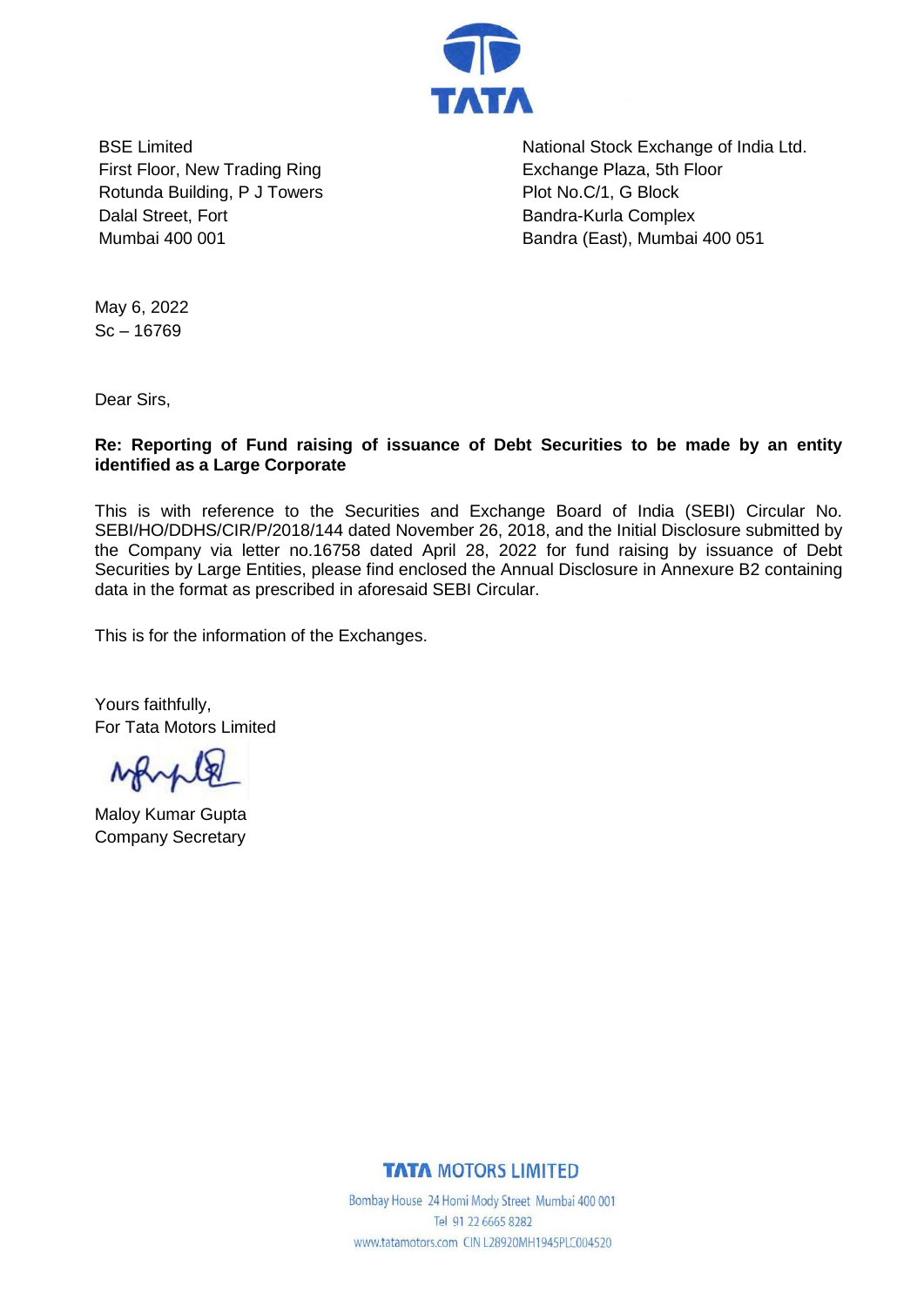BSE Limited
First Floor, New Trading Ring
Rotunda Building, P J Towers
Dalal Street, Fort
Mumbai 400 001

National Stock Exchange of India Ltd.
Exchange Plaza, 5th Floor
Plot No.C/1, G Block
Bandra-Kurla Complex
Bandra (East), Mumbai 400 051

May 6, 2022
Sc – 16769

Dear Sirs,

**Re: Reporting of Fund raising of issuance of Debt Securities to be made by an entity identified as a Large Corporate**

This is with reference to the Securities and Exchange Board of India (SEBI) Circular No. SEBI/HO/DDHS/CIR/P/2018/144 dated November 26, 2018, and the Initial Disclosure submitted by the Company via letter no.16758 dated April 28, 2022 for fund raising by issuance of Debt Securities by Large Entities, please find enclosed the Annual Disclosure in Annexure B2 containing data in the format as prescribed in aforesaid SEBI Circular.

This is for the information of the Exchanges.

Yours faithfully,
For Tata Motors Limited

Maloy Kumar Gupta
Company Secretary

**TATA MOTORS LIMITED**

Bombay House 24 Homi Mody Street Mumbai 400 001
Tel 91 22 6665 8282
www.tatamotors.com CIN L28920MH1945PLC004520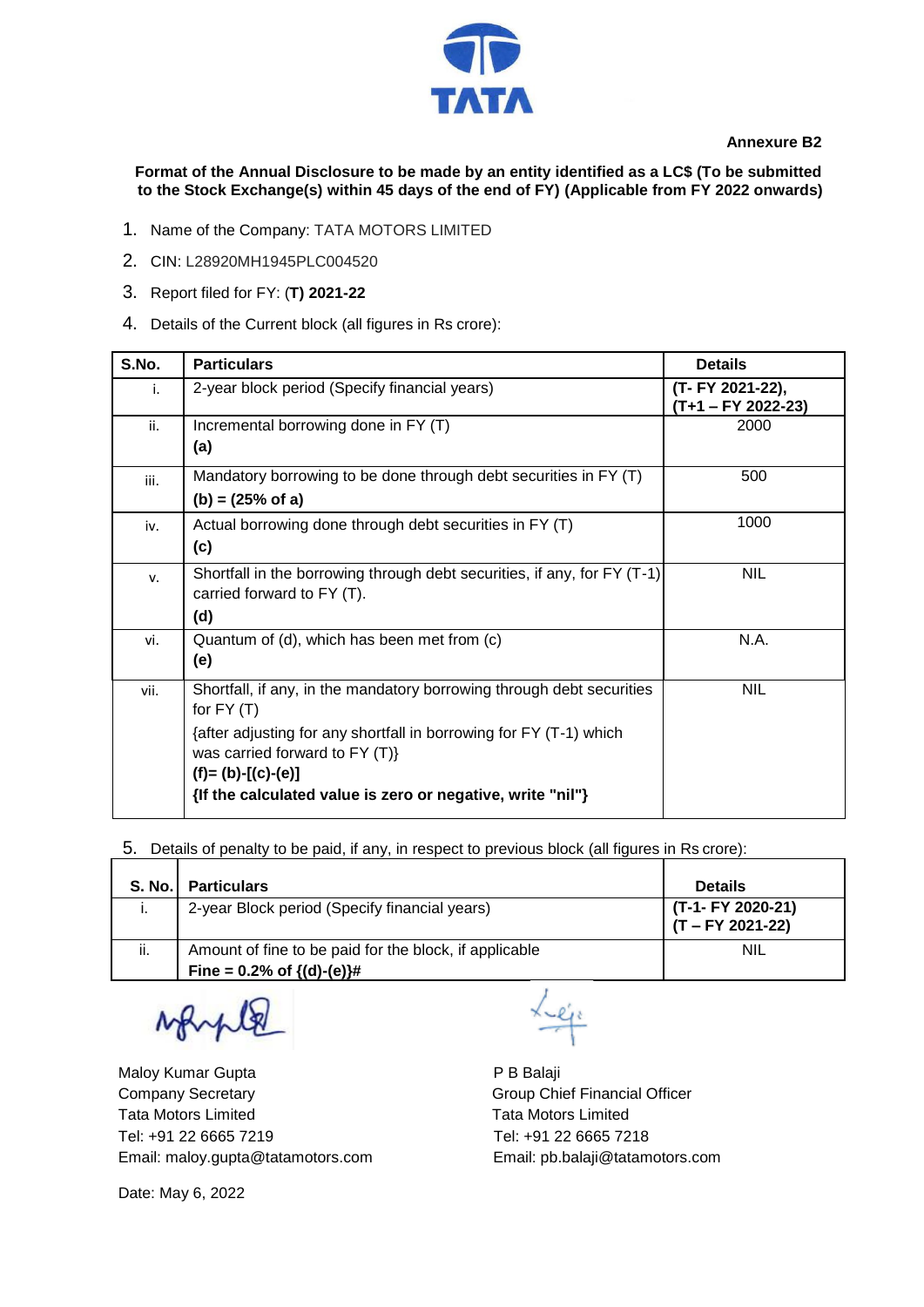**Annexure B2**

**Format of the Annual Disclosure to be made by an entity identified as a LC$ (To be submitted to the Stock Exchange(s) within 45 days of the end of FY) (Applicable from FY 2022 onwards)**

1. Name of the Company: TATA MOTORS LIMITED
2. CIN: L28920MH1945PLC004520
3. Report filed for FY: (**T) 2021-22**
4. Details of the Current block (all figures in Rs crore):

| S.No. | Particulars | Details |
|---|---|---|
| i. | 2-year block period (Specify financial years) | **(T- FY 2021-22), (T+1 – FY 2022-23)** |
| ii. | Incremental borrowing done in FY (T)<br>**(a)** | 2000 |
| iii. | Mandatory borrowing to be done through debt securities in FY (T)<br>**(b) = (25% of a)** | 500 |
| iv. | Actual borrowing done through debt securities in FY (T)<br>**(c)** | 1000 |
| v. | Shortfall in the borrowing through debt securities, if any, for FY (T-1) carried forward to FY (T).<br>**(d)** | NIL |
| vi. | Quantum of (d), which has been met from (c)<br>**(e)** | N.A. |
| vii. | Shortfall, if any, in the mandatory borrowing through debt securities for FY (T)<br>{after adjusting for any shortfall in borrowing for FY (T-1) which was carried forward to FY (T)}<br>**(f)= (b)-[(c)-(e)]**<br>**{If the calculated value is zero or negative, write "nil"}** | NIL |

5. Details of penalty to be paid, if any, in respect to previous block (all figures in Rs crore):

| S. No. | Particulars | Details |
|---|---|---|
| i. | 2-year Block period (Specify financial years) | **(T-1- FY 2020-21) (T – FY 2021-22)** |
| ii. | Amount of fine to be paid for the block, if applicable<br>**Fine = 0.2% of {(d)-(e)}#** | NIL |

Maloy Kumar Gupta
Company Secretary
Tata Motors Limited
Tel: +91 22 6665 7219
Email: maloy.gupta@tatamotors.com

P B Balaji
Group Chief Financial Officer
Tata Motors Limited
Tel: +91 22 6665 7218
Email: pb.balaji@tatamotors.com

Date: May 6, 2022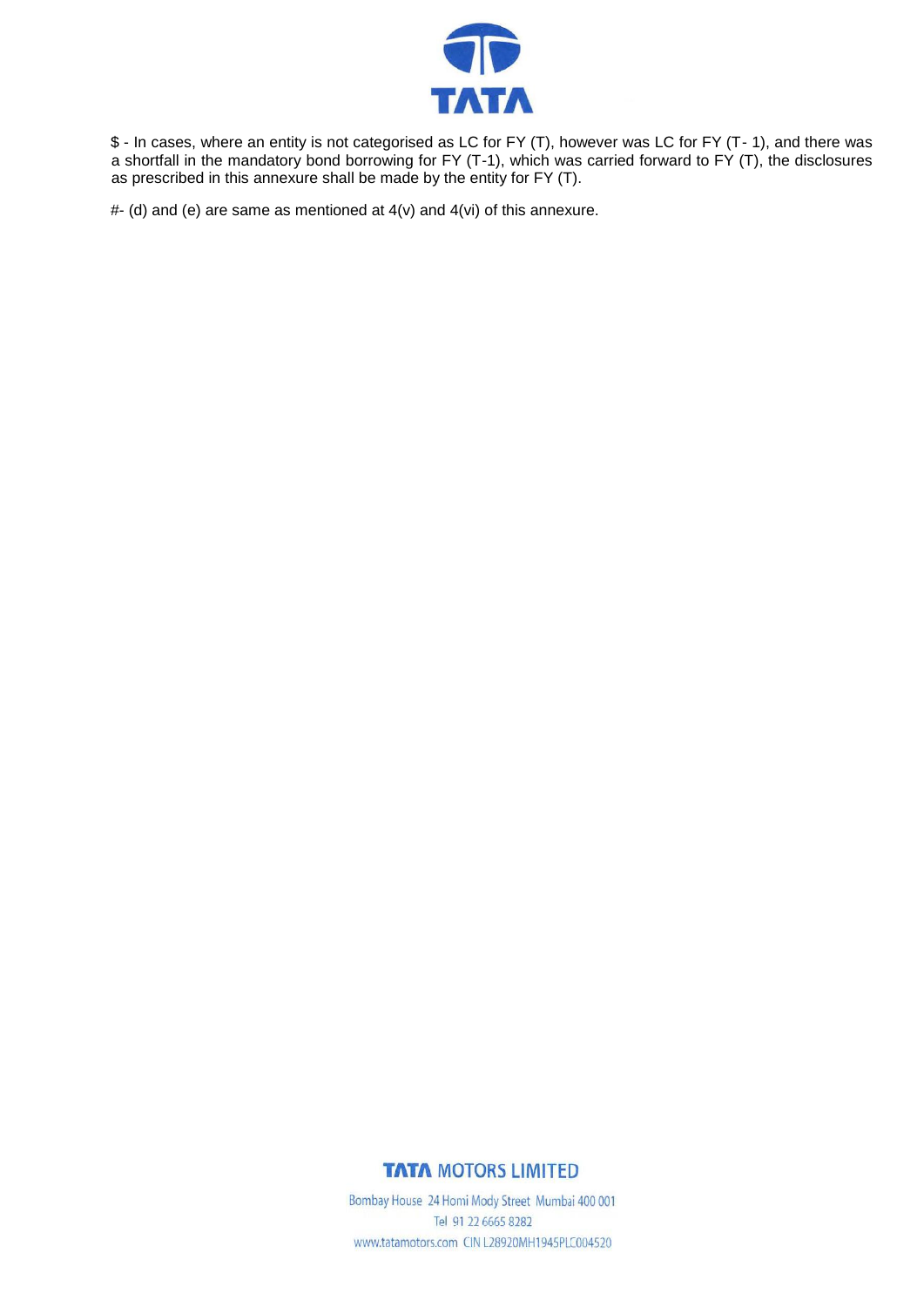$ - In cases, where an entity is not categorised as LC for FY (T), however was LC for FY (T- 1), and there was a shortfall in the mandatory bond borrowing for FY (T-1), which was carried forward to FY (T), the disclosures as prescribed in this annexure shall be made by the entity for FY (T).

#- (d) and (e) are same as mentioned at 4(v) and 4(vi) of this annexure.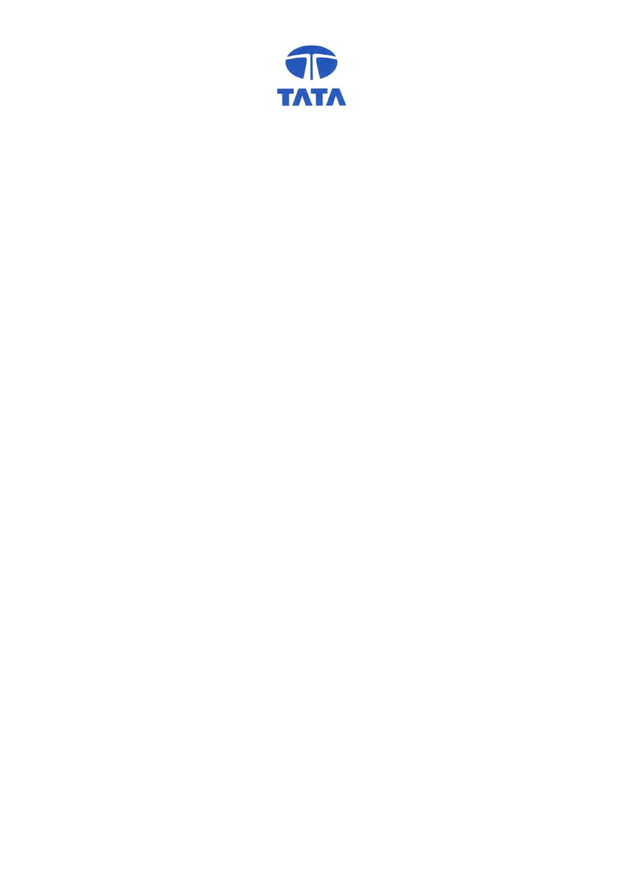TATA